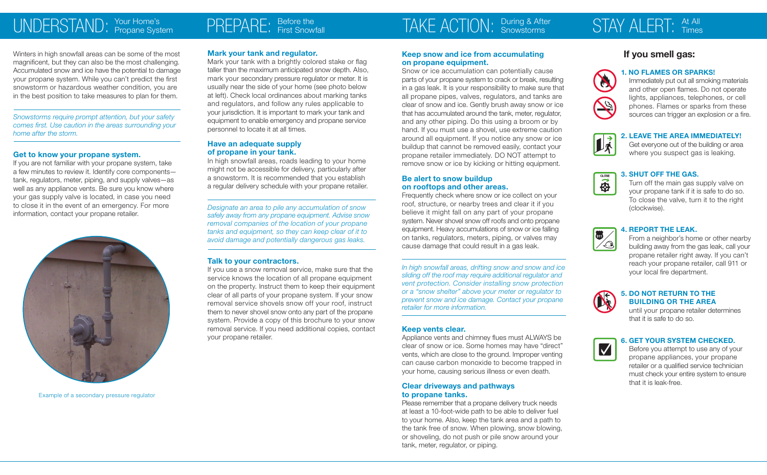# UNDERSTAND: Your Home's Propane System

Winters in high snowfall areas can be some of the most magnificent, but they can also be the most challenging. Accumulated snow and ice have the potential to damage your propane system. While you can't predict the first snowstorm or hazardous weather condition, you are in the best position to take measures to plan for them.

*Snowstorms require prompt attention, but your safety comes first. Use caution in the areas surrounding your home after the storm.*

### Get to know your propane system.

If you are not familiar with your propane system, take a few minutes to review it. Identify core components—tank, regulators, meter, piping, and supply valves—as well as any appliance vents. Be sure you know where your gas supply valve is located, in case you need to close it in the event of an emergency. For more information, contact your propane retailer.

Example of a secondary pressure regulator

# PREPARE: Before the First Snowfall

### Mark your tank and regulator.

Mark your tank with a brightly colored stake or flag taller than the maximum anticipated snow depth. Also, mark your secondary pressure regulator or meter. It is usually near the side of your home (see photo below at left). Check local ordinances about marking tanks and regulators, and follow any rules applicable to your jurisdiction. It is important to mark your tank and equipment to enable emergency and propane service personnel to locate it at all times.

### Have an adequate supply of propane in your tank.

In high snowfall areas, roads leading to your home might not be accessible for delivery, particularly after a snowstorm. It is recommended that you establish a regular delivery schedule with your propane retailer.

*Designate an area to pile any accumulation of snow safely away from any propane equipment. Advise snow removal companies of the location of your propane tanks and equipment, so they can keep clear of it to avoid damage and potentially dangerous gas leaks.*

### Talk to your contractors.

If you use a snow removal service, make sure that the service knows the location of all propane equipment on the property. Instruct them to keep their equipment clear of all parts of your propane system. If your snow removal service shovels snow off your roof, instruct them to never shovel snow onto any part of the propane system. Provide a copy of this brochure to your snow removal service. If you need additional copies, contact your propane retailer.

# TAKE ACTION: During & After Snowstorms

### Keep snow and ice from accumulating on propane equipment.

Snow or ice accumulation can potentially cause parts of your propane system to crack or break, resulting in a gas leak. It is your responsibility to make sure that all propane pipes, valves, regulators, and tanks are clear of snow and ice. Gently brush away snow or ice that has accumulated around the tank, meter, regulator, and any other piping. Do this using a broom or by hand. If you must use a shovel, use extreme caution around all equipment. If you notice any snow or ice buildup that cannot be removed easily, contact your propane retailer immediately. DO NOT attempt to remove snow or ice by kicking or hitting equipment.

### Be alert to snow buildup on rooftops and other areas.

Frequently check where snow or ice collect on your roof, structure, or nearby trees and clear it if you believe it might fall on any part of your propane system. Never shovel snow off roofs and onto propane equipment. Heavy accumulations of snow or ice falling on tanks, regulators, meters, piping, or valves may cause damage that could result in a gas leak.

*In high snowfall areas, drifting snow and snow and ice sliding off the roof may require additional regulator and vent protection. Consider installing snow protection or a "snow shelter" above your meter or regulator to prevent snow and ice damage. Contact your propane retailer for more information.*

### Keep vents clear.

Appliance vents and chimney flues must ALWAYS be clear of snow or ice. Some homes may have "direct" vents, which are close to the ground. Improper venting can cause carbon monoxide to become trapped in your home, causing serious illness or even death.

### Clear driveways and pathways to propane tanks.

Please remember that a propane delivery truck needs at least a 10-foot-wide path to be able to deliver fuel to your home. Also, keep the tank area and a path to the tank free of snow. When plowing, snow blowing, or shoveling, do not push or pile snow around your tank, meter, regulator, or piping.

# STAY ALERT: At All Times

## If you smell gas:

**1. NO FLAMES OR SPARKS!**
Immediately put out all smoking materials and other open flames. Do not operate lights, appliances, telephones, or cell phones. Flames or sparks from these sources can trigger an explosion or a fire.

**2. LEAVE THE AREA IMMEDIATELY!**
Get everyone out of the building or area where you suspect gas is leaking.

**3. SHUT OFF THE GAS.**
Turn off the main gas supply valve on your propane tank if it is safe to do so. To close the valve, turn it to the right (clockwise).

**4. REPORT THE LEAK.**
From a neighbor's home or other nearby building away from the gas leak, call your propane retailer right away. If you can't reach your propane retailer, call 911 or your local fire department.

**5. DO NOT RETURN TO THE BUILDING OR THE AREA**
until your propane retailer determines that it is safe to do so.

**6. GET YOUR SYSTEM CHECKED.**
Before you attempt to use any of your propane appliances, your propane retailer or a qualified service technician must check your entire system to ensure that it is leak-free.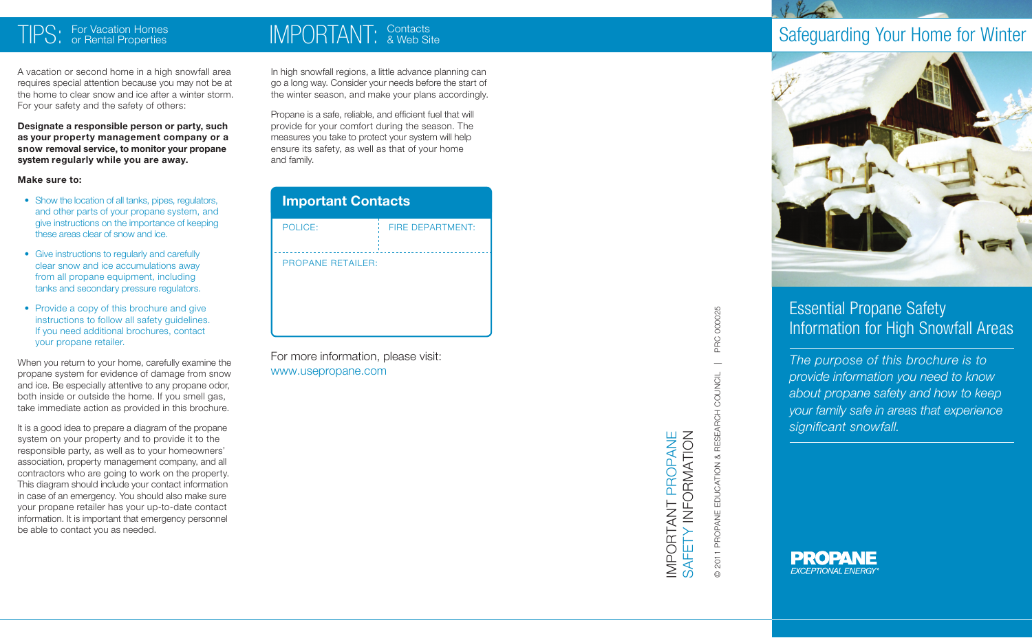# TIPS: For Vacation Homes or Rental Properties

A vacation or second home in a high snowfall area requires special attention because you may not be at the home to clear snow and ice after a winter storm. For your safety and the safety of others:

**Designate a responsible person or party, such as your property management company or a snow removal service, to monitor your propane system regularly while you are away.**

**Make sure to:**

- Show the location of all tanks, pipes, regulators, and other parts of your propane system, and give instructions on the importance of keeping these areas clear of snow and ice.
- Give instructions to regularly and carefully clear snow and ice accumulations away from all propane equipment, including tanks and secondary pressure regulators.
- Provide a copy of this brochure and give instructions to follow all safety guidelines. If you need additional brochures, contact your propane retailer.

When you return to your home, carefully examine the propane system for evidence of damage from snow and ice. Be especially attentive to any propane odor, both inside or outside the home. If you smell gas, take immediate action as provided in this brochure.

It is a good idea to prepare a diagram of the propane system on your property and to provide it to the responsible party, as well as to your homeowners' association, property management company, and all contractors who are going to work on the property. This diagram should include your contact information in case of an emergency. You should also make sure your propane retailer has your up-to-date contact information. It is important that emergency personnel be able to contact you as needed.

# IMPORTANT: Contacts & Web Site

In high snowfall regions, a little advance planning can go a long way. Consider your needs before the start of the winter season, and make your plans accordingly.

Propane is a safe, reliable, and efficient fuel that will provide for your comfort during the season. The measures you take to protect your system will help ensure its safety, as well as that of your home and family.

## Important Contacts

| POLICE: | FIRE DEPARTMENT: |
|---|---|
| PROPANE RETAILER: | |

For more information, please visit:
www.usepropane.com

IMPORTANT PROPANE SAFETY INFORMATION

© 2011 PROPANE EDUCATION & RESEARCH COUNCIL | PRC 000025

# Safeguarding Your Home for Winter

## Essential Propane Safety Information for High Snowfall Areas

*The purpose of this brochure is to provide information you need to know about propane safety and how to keep your family safe in areas that experience significant snowfall.*

**PROPANE**
*EXCEPTIONAL ENERGY®*